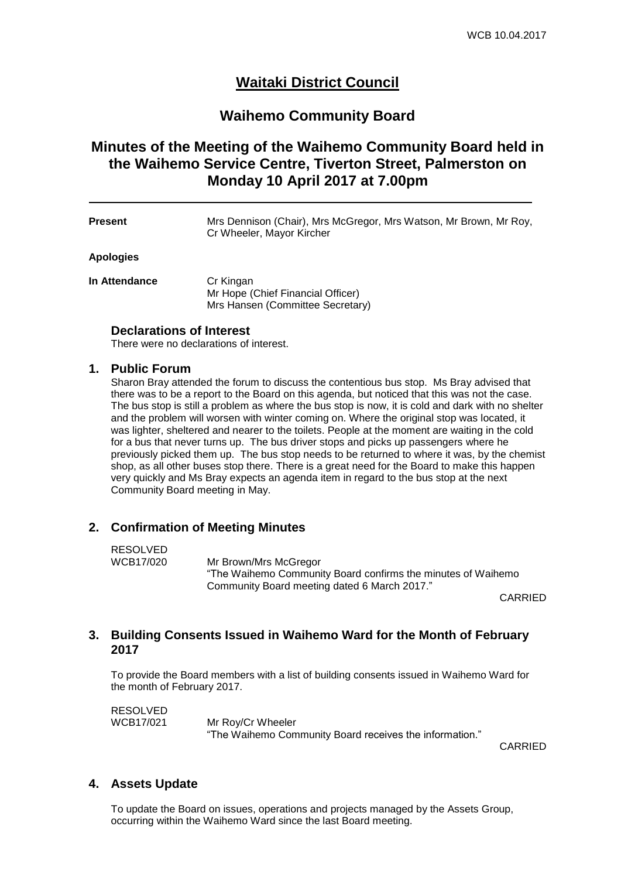# Waitaki District Council

## Waihemo Community Board

## Minutes of the Meeting of the Waihemo Community Board held in the Waihemo Service Centre, Tiverton Street, Palmerston on Monday 10 April 2017 at 7.00pm

---

**Present** Mrs Dennison (Chair), Mrs McGregor, Mrs Watson, Mr Brown, Mr Roy, Cr Wheeler, Mayor Kircher

**Apologies**

**In Attendance** Cr Kingan
Mr Hope (Chief Financial Officer)
Mrs Hansen (Committee Secretary)

### Declarations of Interest

There were no declarations of interest.

### 1. Public Forum

Sharon Bray attended the forum to discuss the contentious bus stop. Ms Bray advised that there was to be a report to the Board on this agenda, but noticed that this was not the case. The bus stop is still a problem as where the bus stop is now, it is cold and dark with no shelter and the problem will worsen with winter coming on. Where the original stop was located, it was lighter, sheltered and nearer to the toilets. People at the moment are waiting in the cold for a bus that never turns up. The bus driver stops and picks up passengers where he previously picked them up. The bus stop needs to be returned to where it was, by the chemist shop, as all other buses stop there. There is a great need for the Board to make this happen very quickly and Ms Bray expects an agenda item in regard to the bus stop at the next Community Board meeting in May.

### 2. Confirmation of Meeting Minutes

RESOLVED
WCB17/020 Mr Brown/Mrs McGregor
"The Waihemo Community Board confirms the minutes of Waihemo Community Board meeting dated 6 March 2017."

CARRIED

### 3. Building Consents Issued in Waihemo Ward for the Month of February 2017

To provide the Board members with a list of building consents issued in Waihemo Ward for the month of February 2017.

RESOLVED
WCB17/021 Mr Roy/Cr Wheeler
"The Waihemo Community Board receives the information."

CARRIED

### 4. Assets Update

To update the Board on issues, operations and projects managed by the Assets Group, occurring within the Waihemo Ward since the last Board meeting.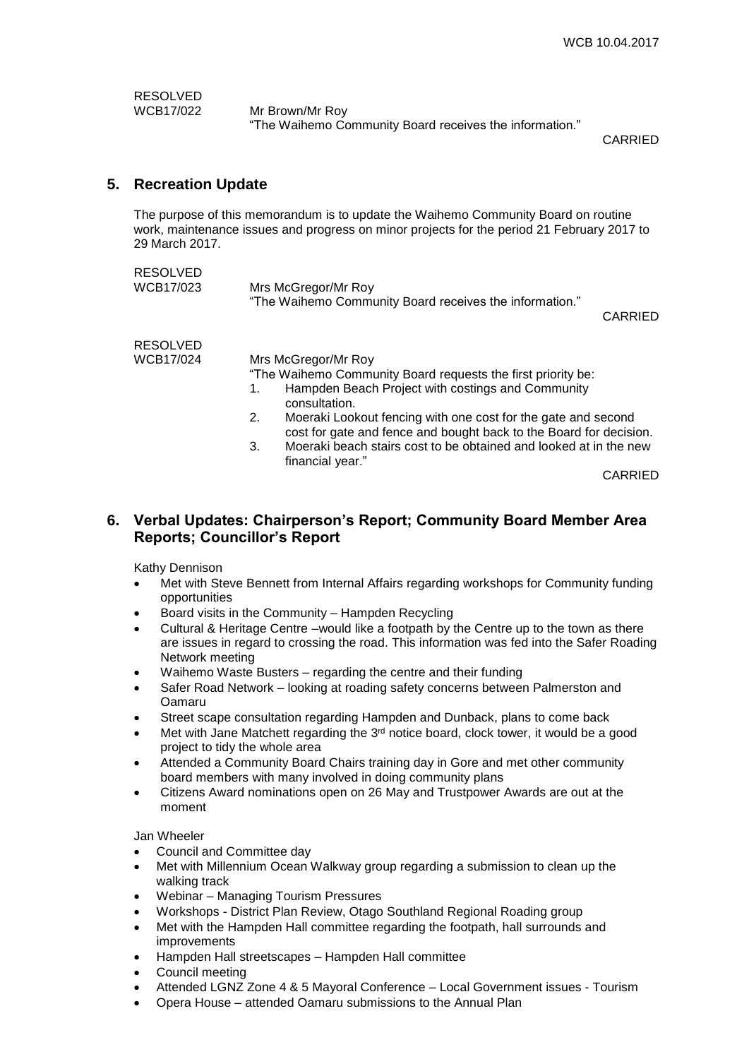RESOLVED
WCB17/022 Mr Brown/Mr Roy
"The Waihemo Community Board receives the information."

CARRIED

## 5. Recreation Update

The purpose of this memorandum is to update the Waihemo Community Board on routine work, maintenance issues and progress on minor projects for the period 21 February 2017 to 29 March 2017.

RESOLVED
WCB17/023 Mrs McGregor/Mr Roy
"The Waihemo Community Board receives the information."

CARRIED

RESOLVED
WCB17/024 Mrs McGregor/Mr Roy
"The Waihemo Community Board requests the first priority be:

1. Hampden Beach Project with costings and Community consultation.
2. Moeraki Lookout fencing with one cost for the gate and second cost for gate and fence and bought back to the Board for decision.
3. Moeraki beach stairs cost to be obtained and looked at in the new financial year."

CARRIED

## 6. Verbal Updates: Chairperson's Report; Community Board Member Area Reports; Councillor's Report

Kathy Dennison

- Met with Steve Bennett from Internal Affairs regarding workshops for Community funding opportunities
- Board visits in the Community – Hampden Recycling
- Cultural & Heritage Centre –would like a footpath by the Centre up to the town as there are issues in regard to crossing the road. This information was fed into the Safer Roading Network meeting
- Waihemo Waste Busters – regarding the centre and their funding
- Safer Road Network – looking at roading safety concerns between Palmerston and Oamaru
- Street scape consultation regarding Hampden and Dunback, plans to come back
- Met with Jane Matchett regarding the 3rd notice board, clock tower, it would be a good project to tidy the whole area
- Attended a Community Board Chairs training day in Gore and met other community board members with many involved in doing community plans
- Citizens Award nominations open on 26 May and Trustpower Awards are out at the moment

Jan Wheeler

- Council and Committee day
- Met with Millennium Ocean Walkway group regarding a submission to clean up the walking track
- Webinar – Managing Tourism Pressures
- Workshops - District Plan Review, Otago Southland Regional Roading group
- Met with the Hampden Hall committee regarding the footpath, hall surrounds and improvements
- Hampden Hall streetscapes – Hampden Hall committee
- Council meeting
- Attended LGNZ Zone 4 & 5 Mayoral Conference – Local Government issues - Tourism
- Opera House – attended Oamaru submissions to the Annual Plan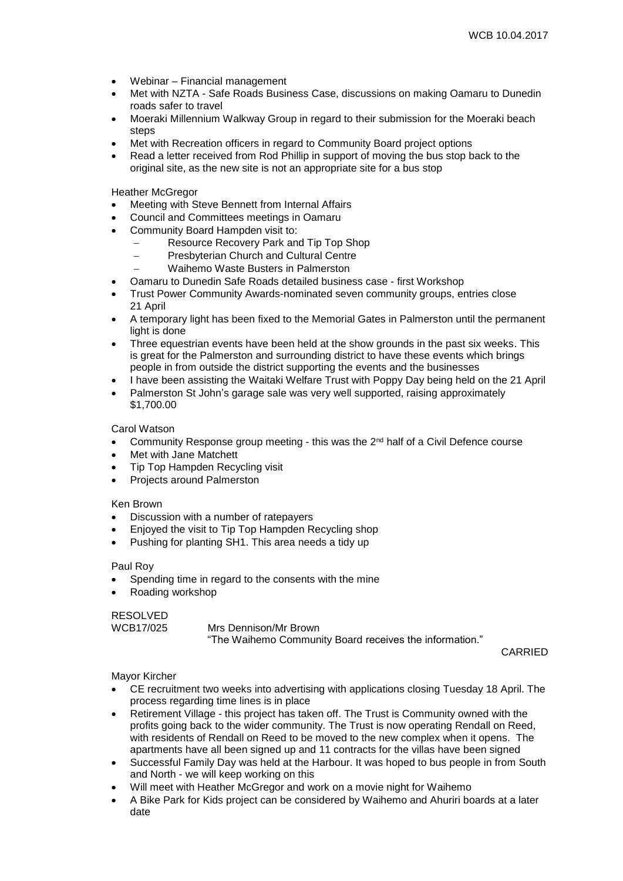- Webinar – Financial management
- Met with NZTA - Safe Roads Business Case, discussions on making Oamaru to Dunedin roads safer to travel
- Moeraki Millennium Walkway Group in regard to their submission for the Moeraki beach steps
- Met with Recreation officers in regard to Community Board project options
- Read a letter received from Rod Phillip in support of moving the bus stop back to the original site, as the new site is not an appropriate site for a bus stop

Heather McGregor

- Meeting with Steve Bennett from Internal Affairs
- Council and Committees meetings in Oamaru
- Community Board Hampden visit to:
  - Resource Recovery Park and Tip Top Shop
  - Presbyterian Church and Cultural Centre
  - Waihemo Waste Busters in Palmerston
- Oamaru to Dunedin Safe Roads detailed business case - first Workshop
- Trust Power Community Awards-nominated seven community groups, entries close 21 April
- A temporary light has been fixed to the Memorial Gates in Palmerston until the permanent light is done
- Three equestrian events have been held at the show grounds in the past six weeks. This is great for the Palmerston and surrounding district to have these events which brings people in from outside the district supporting the events and the businesses
- I have been assisting the Waitaki Welfare Trust with Poppy Day being held on the 21 April
- Palmerston St John's garage sale was very well supported, raising approximately $1,700.00

Carol Watson

- Community Response group meeting - this was the 2nd half of a Civil Defence course
- Met with Jane Matchett
- Tip Top Hampden Recycling visit
- Projects around Palmerston

Ken Brown

- Discussion with a number of ratepayers
- Enjoyed the visit to Tip Top Hampden Recycling shop
- Pushing for planting SH1. This area needs a tidy up

Paul Roy

- Spending time in regard to the consents with the mine
- Roading workshop

RESOLVED
WCB17/025 Mrs Dennison/Mr Brown
"The Waihemo Community Board receives the information."

CARRIED

Mayor Kircher

- CE recruitment two weeks into advertising with applications closing Tuesday 18 April. The process regarding time lines is in place
- Retirement Village - this project has taken off. The Trust is Community owned with the profits going back to the wider community. The Trust is now operating Rendall on Reed, with residents of Rendall on Reed to be moved to the new complex when it opens. The apartments have all been signed up and 11 contracts for the villas have been signed
- Successful Family Day was held at the Harbour. It was hoped to bus people in from South and North - we will keep working on this
- Will meet with Heather McGregor and work on a movie night for Waihemo
- A Bike Park for Kids project can be considered by Waihemo and Ahuriri boards at a later date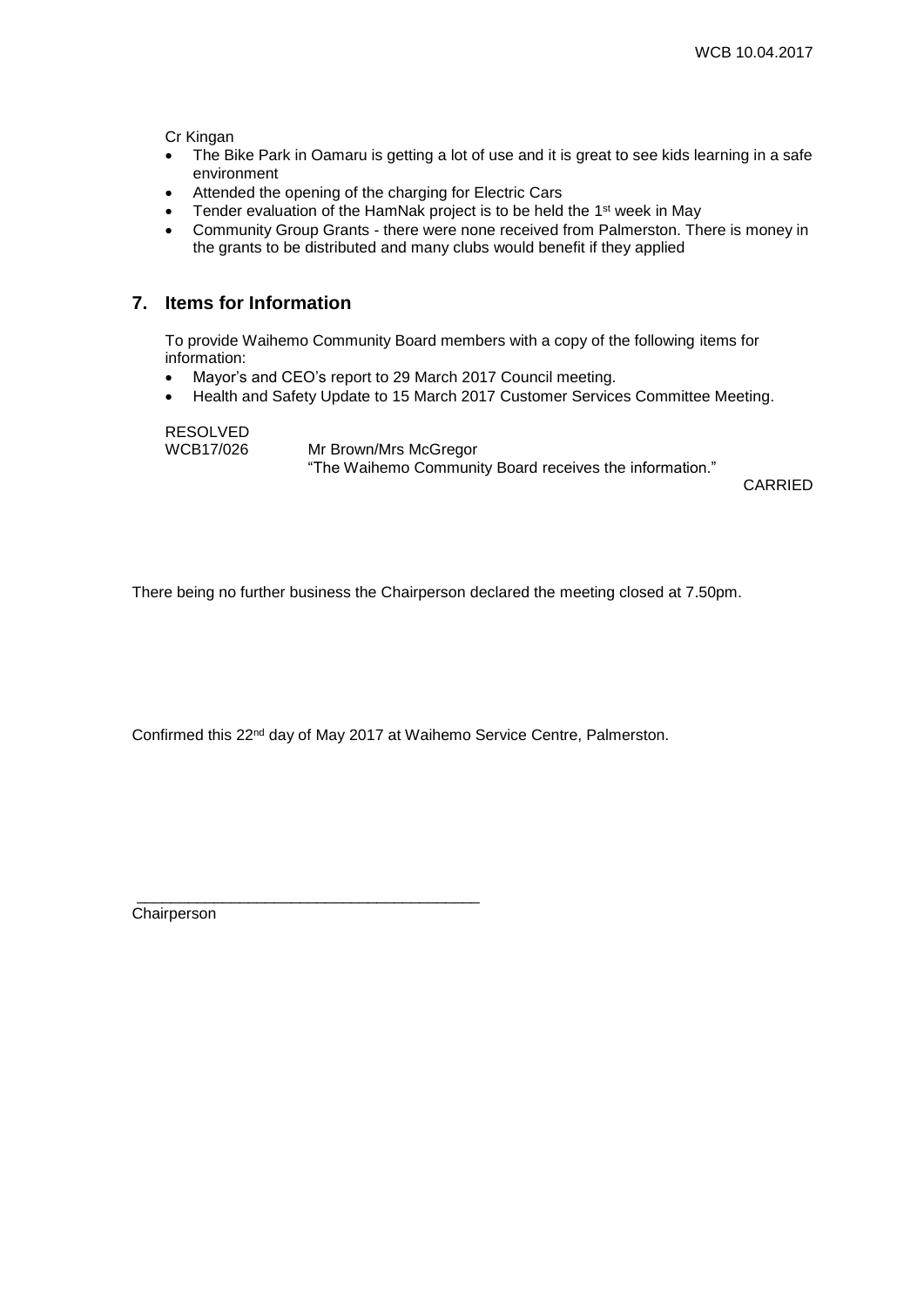Cr Kingan

- The Bike Park in Oamaru is getting a lot of use and it is great to see kids learning in a safe environment
- Attended the opening of the charging for Electric Cars
- Tender evaluation of the HamNak project is to be held the 1st week in May
- Community Group Grants - there were none received from Palmerston. There is money in the grants to be distributed and many clubs would benefit if they applied

## 7. Items for Information

To provide Waihemo Community Board members with a copy of the following items for information:

- Mayor's and CEO's report to 29 March 2017 Council meeting.
- Health and Safety Update to 15 March 2017 Customer Services Committee Meeting.

RESOLVED
WCB17/026 Mr Brown/Mrs McGregor
"The Waihemo Community Board receives the information."

CARRIED

There being no further business the Chairperson declared the meeting closed at 7.50pm.

Confirmed this 22nd day of May 2017 at Waihemo Service Centre, Palmerston.

\_\_\_\_\_\_\_\_\_\_\_\_\_\_\_\_\_\_\_\_\_\_\_\_\_\_\_\_\_\_\_\_\_\_\_\_\_\_\_\_

Chairperson